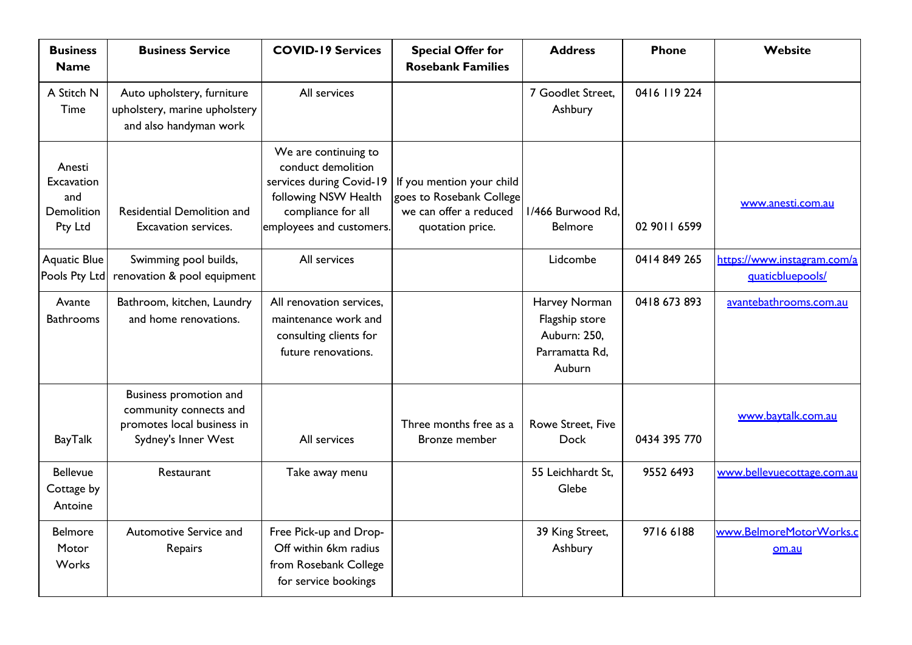| Business Name | Business Service | COVID-19 Services | Special Offer for Rosebank Families | Address | Phone | Website |
|---|---|---|---|---|---|---|
| A Stitch N Time | Auto upholstery, furniture upholstery, marine upholstery and also handyman work | All services | | 7 Goodlet Street, Ashbury | 0416 119 224 | |
| Anesti Excavation and Demolition Pty Ltd | Residential Demolition and Excavation services. | We are continuing to conduct demolition services during Covid-19 following NSW Health compliance for all employees and customers. | If you mention your child goes to Rosebank College we can offer a reduced quotation price. | 1/466 Burwood Rd, Belmore | 02 9011 6599 | www.anesti.com.au |
| Aquatic Blue Pools Pty Ltd | Swimming pool builds, renovation & pool equipment | All services | | Lidcombe | 0414 849 265 | https://www.instagram.com/aquaticbluepools/ |
| Avante Bathrooms | Bathroom, kitchen, Laundry and home renovations. | All renovation services, maintenance work and consulting clients for future renovations. | | Harvey Norman Flagship store Auburn: 250, Parramatta Rd, Auburn | 0418 673 893 | avantebathrooms.com.au |
| BayTalk | Business promotion and community connects and promotes local business in Sydney's Inner West | All services | Three months free as a Bronze member | Rowe Street, Five Dock | 0434 395 770 | www.baytalk.com.au |
| Bellevue Cottage by Antoine | Restaurant | Take away menu | | 55 Leichhardt St, Glebe | 9552 6493 | www.bellevuecottage.com.au |
| Belmore Motor Works | Automotive Service and Repairs | Free Pick-up and Drop-Off within 6km radius from Rosebank College for service bookings | | 39 King Street, Ashbury | 9716 6188 | www.BelmoreMotorWorks.com.au |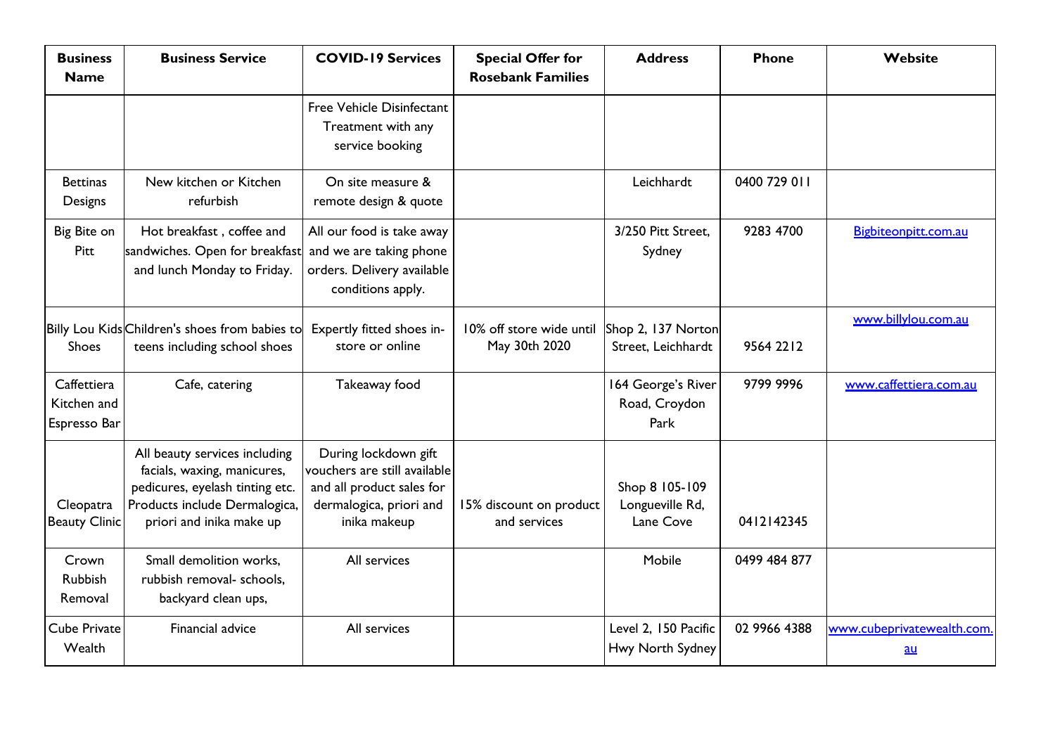| Business Name | Business Service | COVID-19 Services | Special Offer for Rosebank Families | Address | Phone | Website |
|---|---|---|---|---|---|---|
| | | Free Vehicle Disinfectant Treatment with any service booking | | | | |
| Bettinas Designs | New kitchen or Kitchen refurbish | On site measure & remote design & quote | | Leichhardt | 0400 729 011 | |
| Big Bite on Pitt | Hot breakfast , coffee and sandwiches. Open for breakfast and lunch Monday to Friday. | All our food is take away and we are taking phone orders. Delivery available conditions apply. | | 3/250 Pitt Street, Sydney | 9283 4700 | Bigbiteonpitt.com.au |
| Billy Lou Kids Shoes | Children's shoes from babies to teens including school shoes | Expertly fitted shoes in-store or online | 10% off store wide until May 30th 2020 | Shop 2, 137 Norton Street, Leichhardt | 9564 2212 | www.billylou.com.au |
| Caffettiera Kitchen and Espresso Bar | Cafe, catering | Takeaway food | | 164 George's River Road, Croydon Park | 9799 9996 | www.caffettiera.com.au |
| Cleopatra Beauty Clinic | All beauty services including facials, waxing, manicures, pedicures, eyelash tinting etc. Products include Dermalogica, priori and inika make up | During lockdown gift vouchers are still available and all product sales for dermalogica, priori and inika makeup | 15% discount on product and services | Shop 8 105-109 Longueville Rd, Lane Cove | 0412142345 | |
| Crown Rubbish Removal | Small demolition works, rubbish removal- schools, backyard clean ups, | All services | | Mobile | 0499 484 877 | |
| Cube Private Wealth | Financial advice | All services | | Level 2, 150 Pacific Hwy North Sydney | 02 9966 4388 | www.cubeprivatewealth.com.au |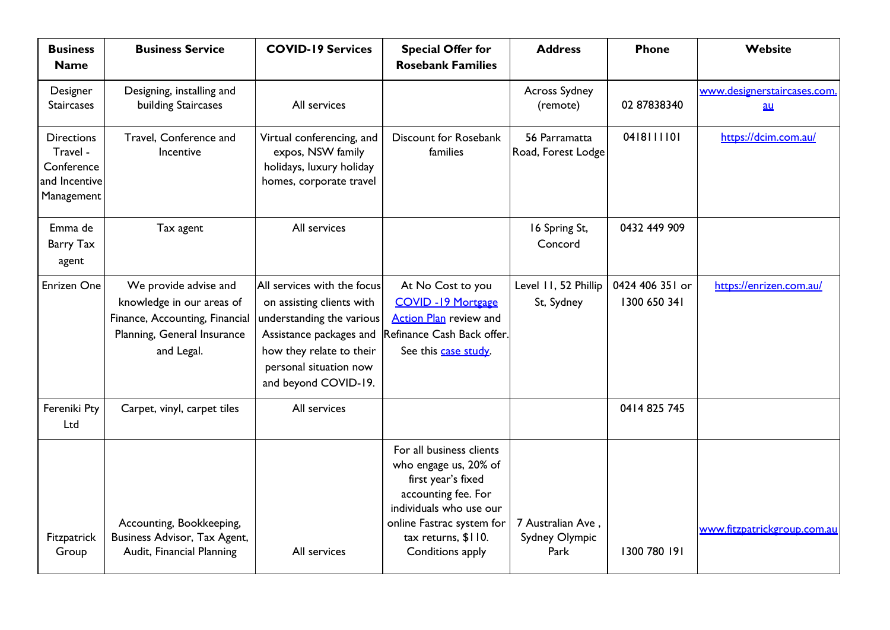| Business Name | Business Service | COVID-19 Services | Special Offer for Rosebank Families | Address | Phone | Website |
|---|---|---|---|---|---|---|
| Designer Staircases | Designing, installing and building Staircases | All services | | Across Sydney (remote) | 02 87838340 | www.designerstaircases.com.au |
| Directions Travel - Conference and Incentive Management | Travel, Conference and Incentive | Virtual conferencing, and expos, NSW family holidays, luxury holiday homes, corporate travel | Discount for Rosebank families | 56 Parramatta Road, Forest Lodge | 0418111101 | https://dcim.com.au/ |
| Emma de Barry Tax agent | Tax agent | All services | | 16 Spring St, Concord | 0432 449 909 | |
| Enrizen One | We provide advise and knowledge in our areas of Finance, Accounting, Financial Planning, General Insurance and Legal. | All services with the focus on assisting clients with understanding the various Assistance packages and how they relate to their personal situation now and beyond COVID-19. | At No Cost to you COVID -19 Mortgage Action Plan review and Refinance Cash Back offer. See this case study. | Level 11, 52 Phillip St, Sydney | 0424 406 351 or 1300 650 341 | https://enrizen.com.au/ |
| Fereniki Pty Ltd | Carpet, vinyl, carpet tiles | All services | | | 0414 825 745 | |
| Fitzpatrick Group | Accounting, Bookkeeping, Business Advisor, Tax Agent, Audit, Financial Planning | All services | For all business clients who engage us, 20% of first year's fixed accounting fee. For individuals who use our online Fastrac system for tax returns, $110. Conditions apply | 7 Australian Ave , Sydney Olympic Park | 1300 780 191 | www.fitzpatrickgroup.com.au |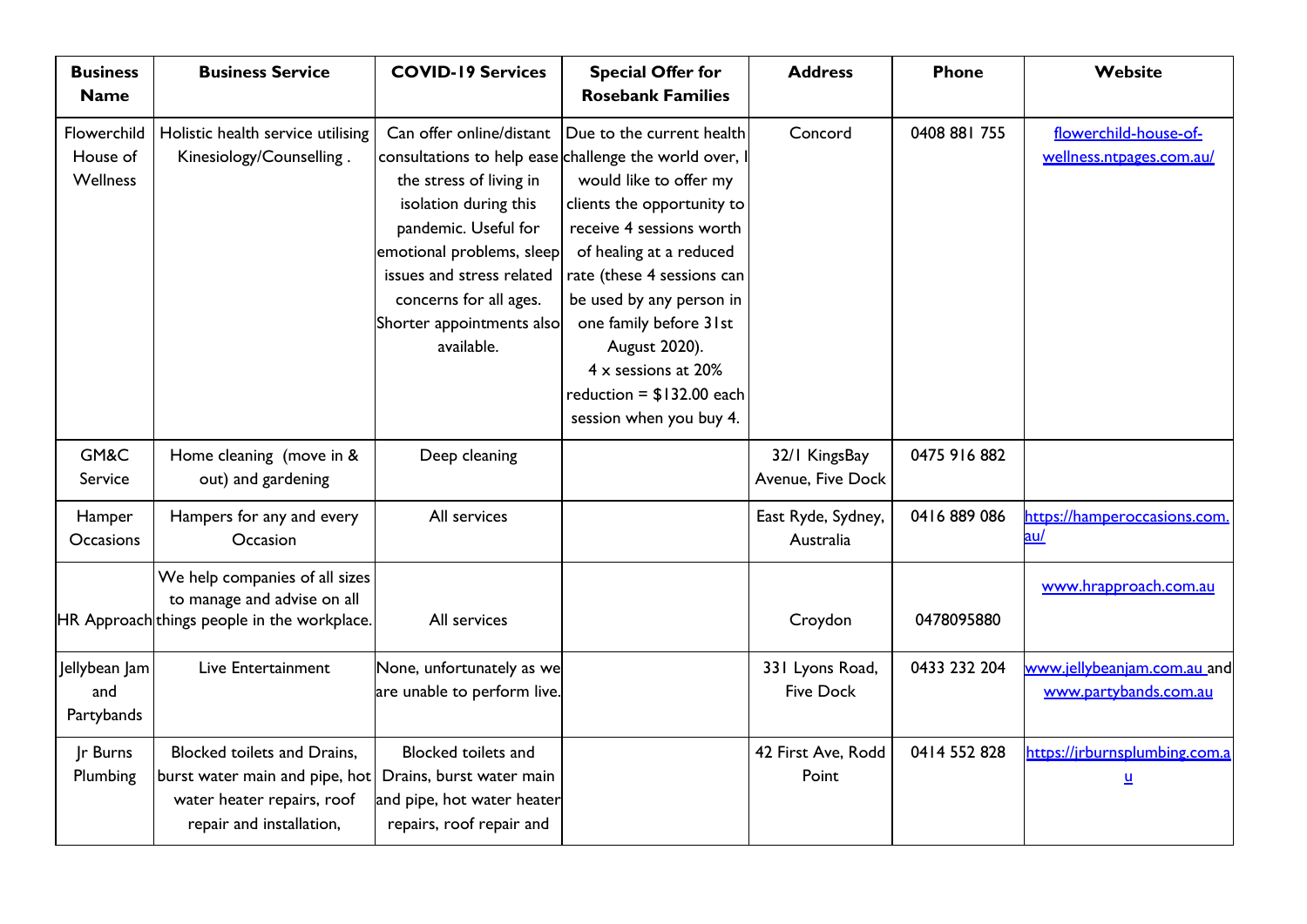| Business Name | Business Service | COVID-19 Services | Special Offer for Rosebank Families | Address | Phone | Website |
|---|---|---|---|---|---|---|
| Flowerchild House of Wellness | Holistic health service utilising Kinesiology/Counselling . | Can offer online/distant consultations to help ease the stress of living in isolation during this pandemic. Useful for emotional problems, sleep issues and stress related concerns for all ages. Shorter appointments also available. | Due to the current health challenge the world over, I would like to offer my clients the opportunity to receive 4 sessions worth of healing at a reduced rate (these 4 sessions can be used by any person in one family before 31st August 2020). 4 x sessions at 20% reduction = $132.00 each session when you buy 4. | Concord | 0408 881 755 | flowerchild-house-of-wellness.ntpages.com.au/ |
| GM&C Service | Home cleaning (move in & out) and gardening | Deep cleaning | | 32/1 KingsBay Avenue, Five Dock | 0475 916 882 | |
| Hamper Occasions | Hampers for any and every Occasion | All services | | East Ryde, Sydney, Australia | 0416 889 086 | https://hamperoccasions.com.au/ |
| HR Approach | We help companies of all sizes to manage and advise on all things people in the workplace. | All services | | Croydon | 0478095880 | www.hrapproach.com.au |
| Jellybean Jam and Partybands | Live Entertainment | None, unfortunately as we are unable to perform live. | | 331 Lyons Road, Five Dock | 0433 232 204 | www.jellybeanjam.com.au and www.partybands.com.au |
| Jr Burns Plumbing | Blocked toilets and Drains, burst water main and pipe, hot water heater repairs, roof repair and installation, | Blocked toilets and Drains, burst water main and pipe, hot water heater repairs, roof repair and | | 42 First Ave, Rodd Point | 0414 552 828 | https://jrburnsplumbing.com.au |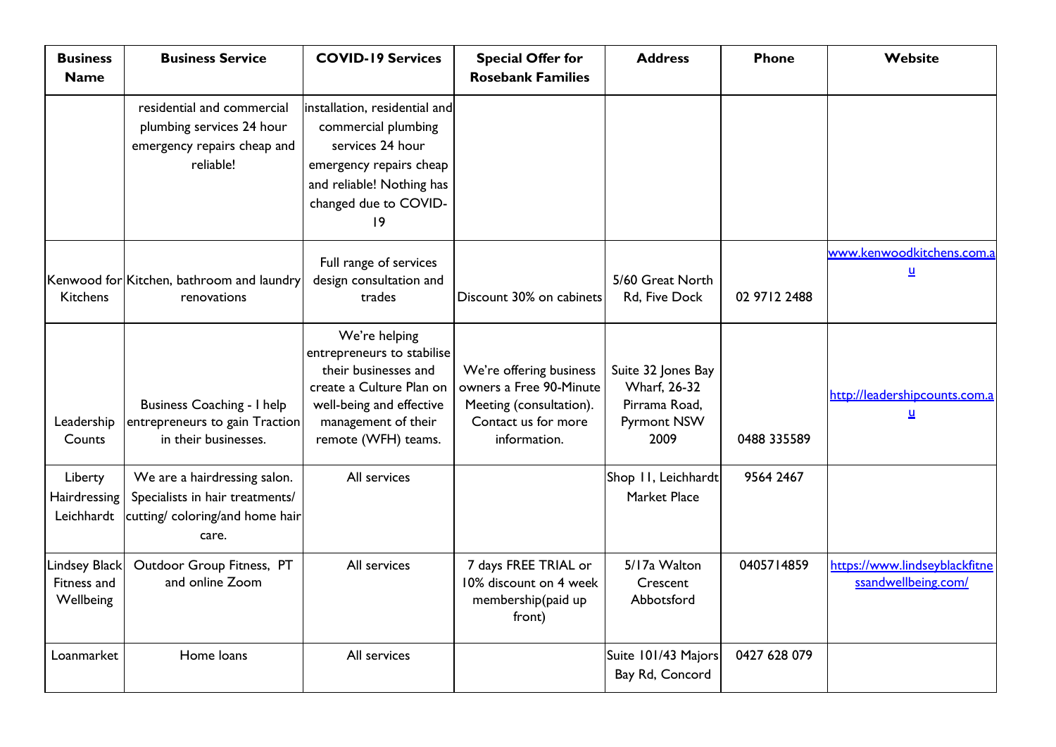| Business Name | Business Service | COVID-19 Services | Special Offer for Rosebank Families | Address | Phone | Website |
|---|---|---|---|---|---|---|
| | residential and commercial plumbing services 24 hour emergency repairs cheap and reliable! | installation, residential and commercial plumbing services 24 hour emergency repairs cheap and reliable! Nothing has changed due to COVID-19 | | | | |
| Kenwood for Kitchens | Kitchen, bathroom and laundry renovations | Full range of services design consultation and trades | Discount 30% on cabinets | 5/60 Great North Rd, Five Dock | 02 9712 2488 | www.kenwoodkitchens.com.au |
| Leadership Counts | Business Coaching - I help entrepreneurs to gain Traction in their businesses. | We're helping entrepreneurs to stabilise their businesses and create a Culture Plan on well-being and effective management of their remote (WFH) teams. | We're offering business owners a Free 90-Minute Meeting (consultation). Contact us for more information. | Suite 32 Jones Bay Wharf, 26-32 Pirrama Road, Pyrmont NSW 2009 | 0488 335589 | http://leadershipcounts.com.au |
| Liberty Hairdressing Leichhardt | We are a hairdressing salon. Specialists in hair treatments/ cutting/ coloring/and home hair care. | All services | | Shop 11, Leichhardt Market Place | 9564 2467 | |
| Lindsey Black Fitness and Wellbeing | Outdoor Group Fitness, PT and online Zoom | All services | 7 days FREE TRIAL or 10% discount on 4 week membership(paid up front) | 5/17a Walton Crescent Abbotsford | 0405714859 | https://www.lindseyblackfitnessandwellbeing.com/ |
| Loanmarket | Home loans | All services | | Suite 101/43 Majors Bay Rd, Concord | 0427 628 079 | |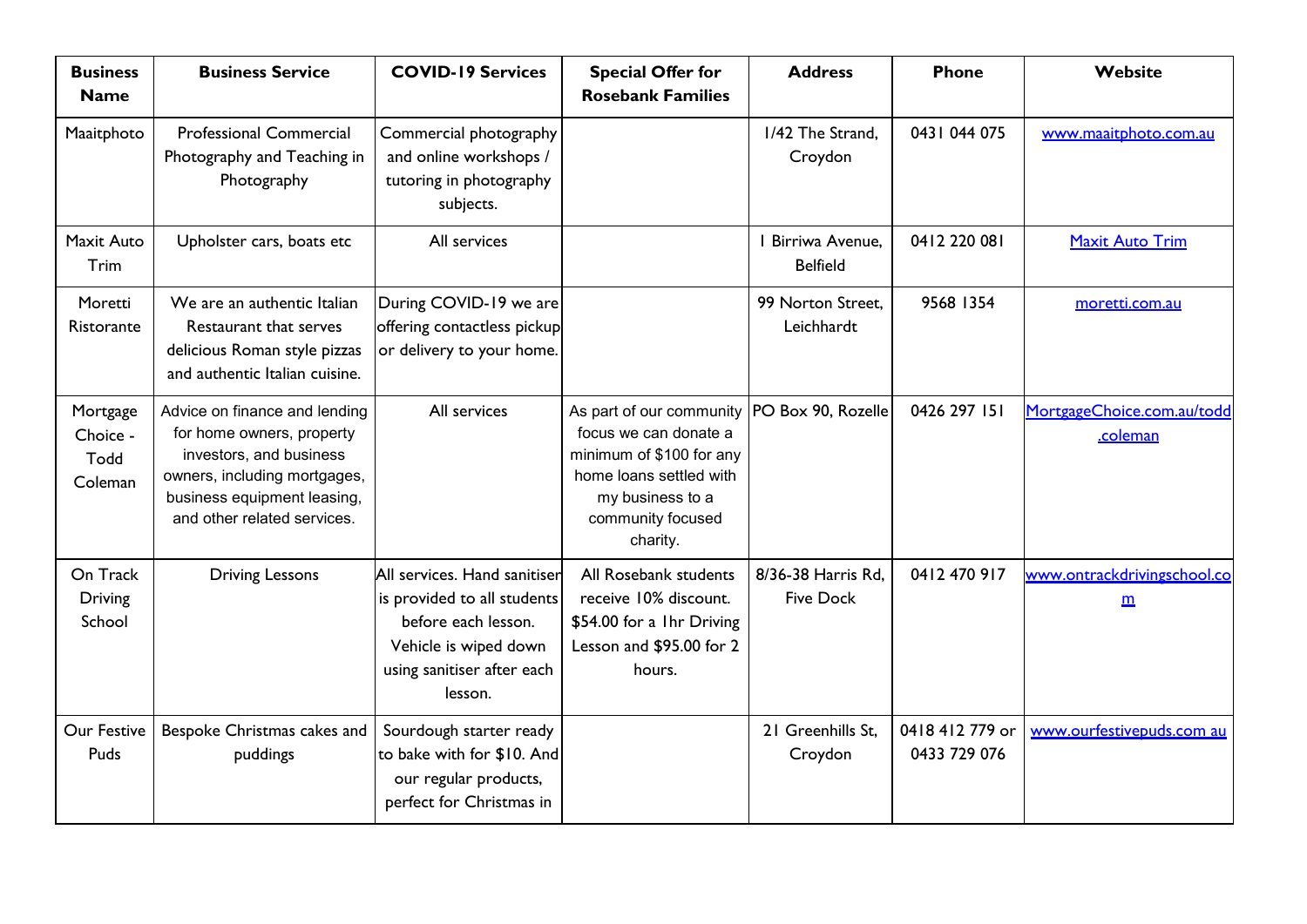| Business Name | Business Service | COVID-19 Services | Special Offer for Rosebank Families | Address | Phone | Website |
|---|---|---|---|---|---|---|
| Maaitphoto | Professional Commercial Photography and Teaching in Photography | Commercial photography and online workshops / tutoring in photography subjects. | | 1/42 The Strand, Croydon | 0431 044 075 | www.maaitphoto.com.au |
| Maxit Auto Trim | Upholster cars, boats etc | All services | | 1 Birriwa Avenue, Belfield | 0412 220 081 | Maxit Auto Trim |
| Moretti Ristorante | We are an authentic Italian Restaurant that serves delicious Roman style pizzas and authentic Italian cuisine. | During COVID-19 we are offering contactless pickup or delivery to your home. | | 99 Norton Street, Leichhardt | 9568 1354 | moretti.com.au |
| Mortgage Choice - Todd Coleman | Advice on finance and lending for home owners, property investors, and business owners, including mortgages, business equipment leasing, and other related services. | All services | As part of our community focus we can donate a minimum of $100 for any home loans settled with my business to a community focused charity. | PO Box 90, Rozelle | 0426 297 151 | MortgageChoice.com.au/todd.coleman |
| On Track Driving School | Driving Lessons | All services. Hand sanitiser is provided to all students before each lesson. Vehicle is wiped down using sanitiser after each lesson. | All Rosebank students receive 10% discount. $54.00 for a 1hr Driving Lesson and $95.00 for 2 hours. | 8/36-38 Harris Rd, Five Dock | 0412 470 917 | www.ontrackdrivingschool.com |
| Our Festive Puds | Bespoke Christmas cakes and puddings | Sourdough starter ready to bake with for $10. And our regular products, perfect for Christmas in | | 21 Greenhills St, Croydon | 0418 412 779 or 0433 729 076 | www.ourfestivepuds.com.au |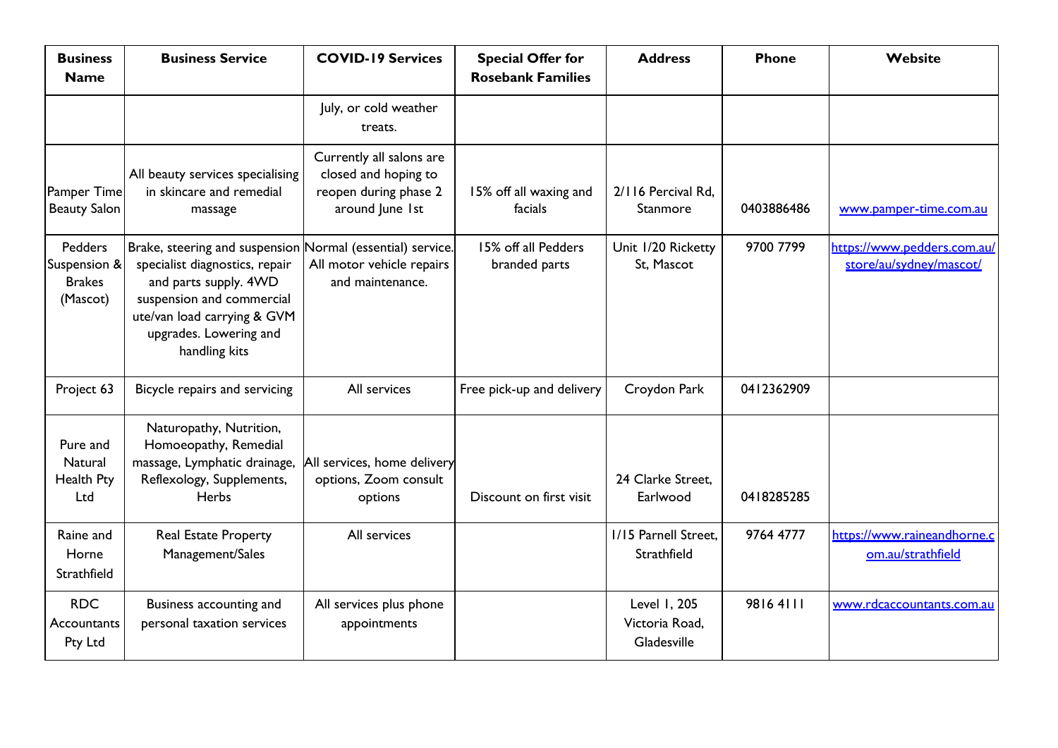| Business Name | Business Service | COVID-19 Services | Special Offer for Rosebank Families | Address | Phone | Website |
|---|---|---|---|---|---|---|
| | | July, or cold weather treats. | | | | |
| Pamper Time Beauty Salon | All beauty services specialising in skincare and remedial massage | Currently all salons are closed and hoping to reopen during phase 2 around June 1st | 15% off all waxing and facials | 2/116 Percival Rd, Stanmore | 0403886486 | www.pamper-time.com.au |
| Pedders Suspension & Brakes (Mascot) | Brake, steering and suspension specialist diagnostics, repair and parts supply. 4WD suspension and commercial ute/van load carrying & GVM upgrades. Lowering and handling kits | Normal (essential) service. All motor vehicle repairs and maintenance. | 15% off all Pedders branded parts | Unit 1/20 Ricketty St, Mascot | 9700 7799 | https://www.pedders.com.au/store/au/sydney/mascot/ |
| Project 63 | Bicycle repairs and servicing | All services | Free pick-up and delivery | Croydon Park | 0412362909 | |
| Pure and Natural Health Pty Ltd | Naturopathy, Nutrition, Homoeopathy, Remedial massage, Lymphatic drainage, Reflexology, Supplements, Herbs | All services, home delivery options, Zoom consult options | Discount on first visit | 24 Clarke Street, Earlwood | 0418285285 | |
| Raine and Horne Strathfield | Real Estate Property Management/Sales | All services | | 1/15 Parnell Street, Strathfield | 9764 4777 | https://www.raineandhorne.com.au/strathfield |
| RDC Accountants Pty Ltd | Business accounting and personal taxation services | All services plus phone appointments | | Level 1, 205 Victoria Road, Gladesville | 9816 4111 | www.rdcaccountants.com.au |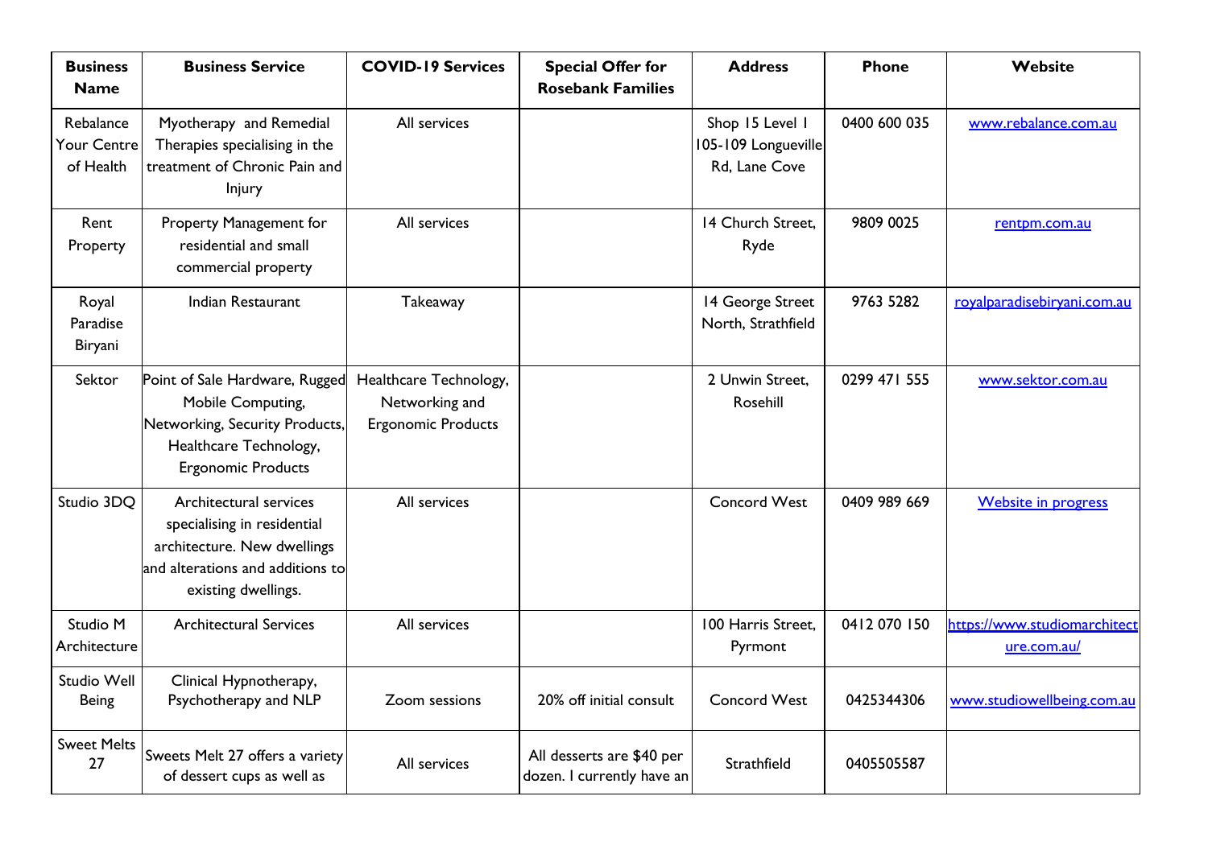| Business Name | Business Service | COVID-19 Services | Special Offer for Rosebank Families | Address | Phone | Website |
|---|---|---|---|---|---|---|
| Rebalance Your Centre of Health | Myotherapy and Remedial Therapies specialising in the treatment of Chronic Pain and Injury | All services | | Shop 15 Level 1 105-109 Longueville Rd, Lane Cove | 0400 600 035 | www.rebalance.com.au |
| Rent Property | Property Management for residential and small commercial property | All services | | 14 Church Street, Ryde | 9809 0025 | rentpm.com.au |
| Royal Paradise Biryani | Indian Restaurant | Takeaway | | 14 George Street North, Strathfield | 9763 5282 | royalparadisebiryani.com.au |
| Sektor | Point of Sale Hardware, Rugged Mobile Computing, Networking, Security Products, Healthcare Technology, Ergonomic Products | Healthcare Technology, Networking and Ergonomic Products | | 2 Unwin Street, Rosehill | 0299 471 555 | www.sektor.com.au |
| Studio 3DQ | Architectural services specialising in residential architecture. New dwellings and alterations and additions to existing dwellings. | All services | | Concord West | 0409 989 669 | Website in progress |
| Studio M Architecture | Architectural Services | All services | | 100 Harris Street, Pyrmont | 0412 070 150 | https://www.studiomarchitecture.com.au/ |
| Studio Well Being | Clinical Hypnotherapy, Psychotherapy and NLP | Zoom sessions | 20% off initial consult | Concord West | 0425344306 | www.studiowellbeing.com.au |
| Sweet Melts 27 | Sweets Melt 27 offers a variety of dessert cups as well as | All services | All desserts are $40 per dozen. I currently have an | Strathfield | 0405505587 | |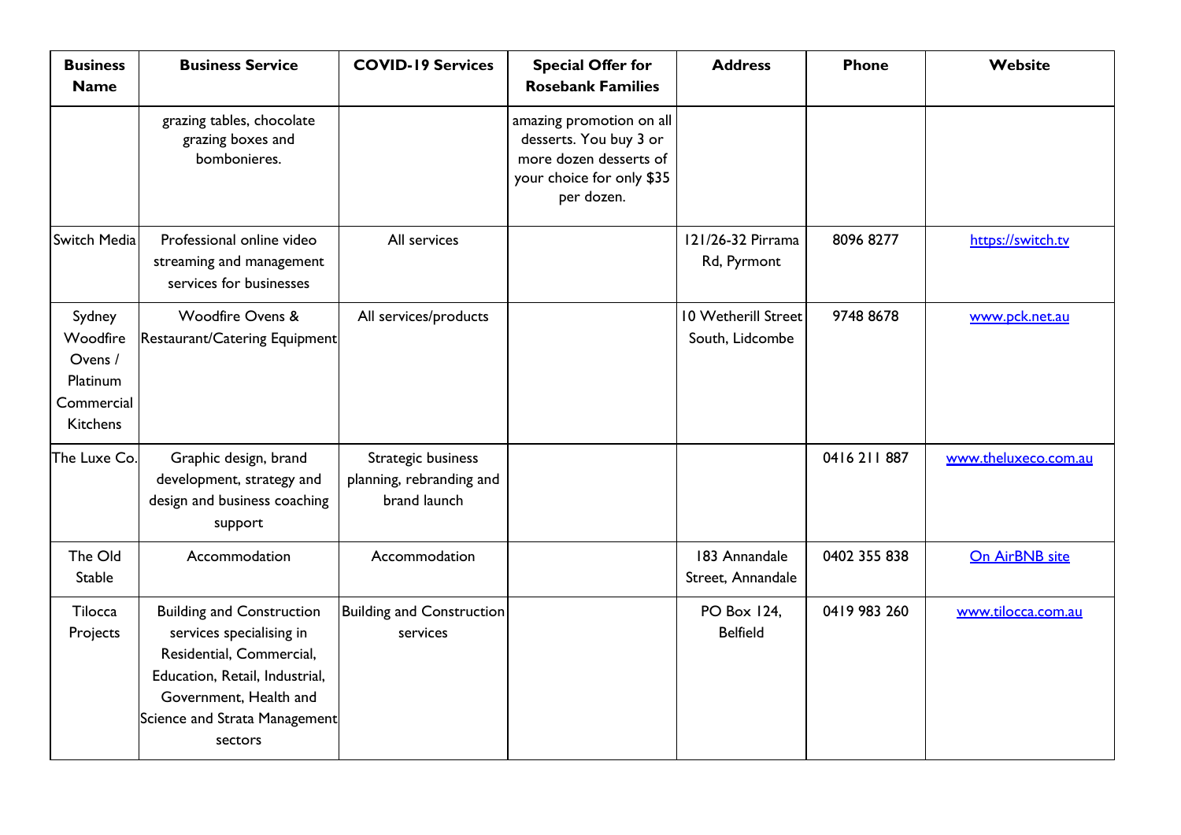| Business Name | Business Service | COVID-19 Services | Special Offer for Rosebank Families | Address | Phone | Website |
|---|---|---|---|---|---|---|
| | grazing tables, chocolate grazing boxes and bombonieres. | | amazing promotion on all desserts. You buy 3 or more dozen desserts of your choice for only $35 per dozen. | | | |
| Switch Media | Professional online video streaming and management services for businesses | All services | | 121/26-32 Pirrama Rd, Pyrmont | 8096 8277 | https://switch.tv |
| Sydney Woodfire Ovens / Platinum Commercial Kitchens | Woodfire Ovens & Restaurant/Catering Equipment | All services/products | | 10 Wetherill Street South, Lidcombe | 9748 8678 | www.pck.net.au |
| The Luxe Co. | Graphic design, brand development, strategy and design and business coaching support | Strategic business planning, rebranding and brand launch | | | 0416 211 887 | www.theluxeco.com.au |
| The Old Stable | Accommodation | Accommodation | | 183 Annandale Street, Annandale | 0402 355 838 | On AirBNB site |
| Tilocca Projects | Building and Construction services specialising in Residential, Commercial, Education, Retail, Industrial, Government, Health and Science and Strata Management sectors | Building and Construction services | | PO Box 124, Belfield | 0419 983 260 | www.tilocca.com.au |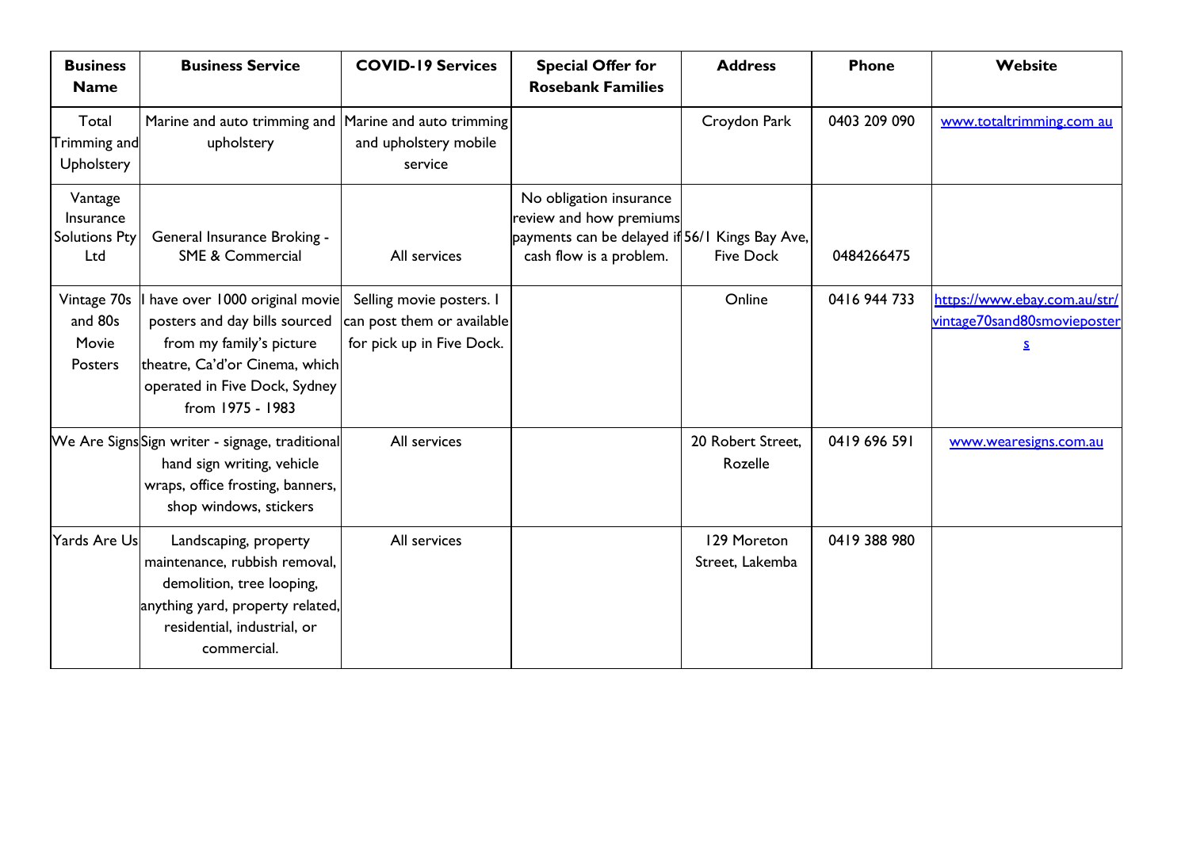| Business Name | Business Service | COVID-19 Services | Special Offer for Rosebank Families | Address | Phone | Website |
|---|---|---|---|---|---|---|
| Total Trimming and Upholstery | Marine and auto trimming and upholstery | Marine and auto trimming and upholstery mobile service | | Croydon Park | 0403 209 090 | www.totaltrimming.com au |
| Vantage Insurance Solutions Pty Ltd | General Insurance Broking - SME & Commercial | All services | No obligation insurance review and how premiums payments can be delayed if cash flow is a problem. | 56/1 Kings Bay Ave, Five Dock | 0484266475 | |
| Vintage 70s and 80s Movie Posters | I have over 1000 original movie posters and day bills sourced from my family's picture theatre, Ca'd'or Cinema, which operated in Five Dock, Sydney from 1975 - 1983 | Selling movie posters. I can post them or available for pick up in Five Dock. | | Online | 0416 944 733 | https://www.ebay.com.au/str/vintage70sand80smovieposters |
| We Are Signs | Sign writer - signage, traditional hand sign writing, vehicle wraps, office frosting, banners, shop windows, stickers | All services | | 20 Robert Street, Rozelle | 0419 696 591 | www.wearesigns.com.au |
| Yards Are Us | Landscaping, property maintenance, rubbish removal, demolition, tree looping, anything yard, property related, residential, industrial, or commercial. | All services | | 129 Moreton Street, Lakemba | 0419 388 980 | |